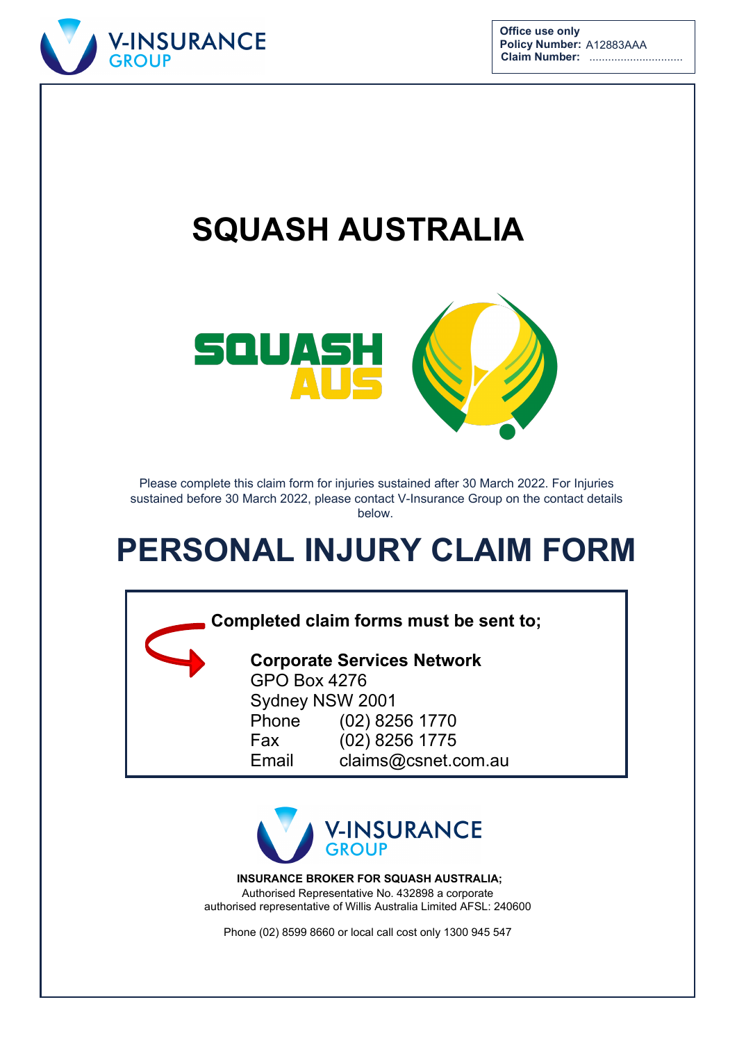V-INSURANCE GROUP

**Office use only**
**Policy Number:** A12883AAA
**Claim Number:** ..............................

# SQUASH AUSTRALIA

SQUASH AUS

Please complete this claim form for injuries sustained after 30 March 2022. For Injuries sustained before 30 March 2022, please contact V-Insurance Group on the contact details below.

# PERSONAL INJURY CLAIM FORM

**Completed claim forms must be sent to;**

**Corporate Services Network**
GPO Box 4276
Sydney NSW 2001
Phone (02) 8256 1770
Fax (02) 8256 1775
Email claims@csnet.com.au

V-INSURANCE GROUP

**INSURANCE BROKER FOR SQUASH AUSTRALIA;**
Authorised Representative No. 432898 a corporate authorised representative of Willis Australia Limited AFSL: 240600

Phone (02) 8599 8660 or local call cost only 1300 945 547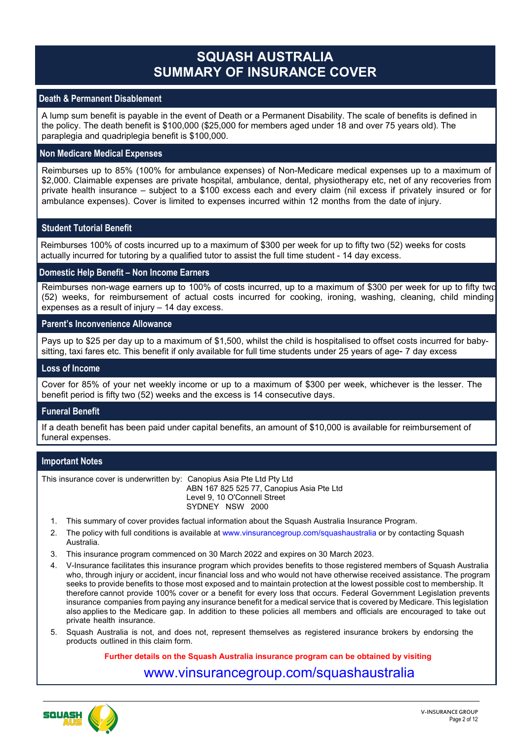# SQUASH AUSTRALIA
# SUMMARY OF INSURANCE COVER

## Death & Permanent Disablement

A lump sum benefit is payable in the event of Death or a Permanent Disability. The scale of benefits is defined in the policy. The death benefit is $100,000 ($25,000 for members aged under 18 and over 75 years old). The paraplegia and quadriplegia benefit is $100,000.

## Non Medicare Medical Expenses

Reimburses up to 85% (100% for ambulance expenses) of Non-Medicare medical expenses up to a maximum of $2,000. Claimable expenses are private hospital, ambulance, dental, physiotherapy etc, net of any recoveries from private health insurance – subject to a $100 excess each and every claim (nil excess if privately insured or for ambulance expenses). Cover is limited to expenses incurred within 12 months from the date of injury.

## Student Tutorial Benefit

Reimburses 100% of costs incurred up to a maximum of $300 per week for up to fifty two (52) weeks for costs actually incurred for tutoring by a qualified tutor to assist the full time student - 14 day excess.

## Domestic Help Benefit – Non Income Earners

Reimburses non-wage earners up to 100% of costs incurred, up to a maximum of $300 per week for up to fifty two (52) weeks, for reimbursement of actual costs incurred for cooking, ironing, washing, cleaning, child minding expenses as a result of injury – 14 day excess.

## Parent's Inconvenience Allowance

Pays up to $25 per day up to a maximum of $1,500, whilst the child is hospitalised to offset costs incurred for baby-sitting, taxi fares etc. This benefit if only available for full time students under 25 years of age- 7 day excess

## Loss of Income

Cover for 85% of your net weekly income or up to a maximum of $300 per week, whichever is the lesser. The benefit period is fifty two (52) weeks and the excess is 14 consecutive days.

## Funeral Benefit

If a death benefit has been paid under capital benefits, an amount of $10,000 is available for reimbursement of funeral expenses.

## Important Notes

This insurance cover is underwritten by: Canopius Asia Pte Ltd Pty Ltd
ABN 167 825 525 77, Canopius Asia Pte Ltd
Level 9, 10 O'Connell Street
SYDNEY NSW 2000

1. This summary of cover provides factual information about the Squash Australia Insurance Program.
2. The policy with full conditions is available at www.vinsurancegroup.com/squashaustralia or by contacting Squash Australia.
3. This insurance program commenced on 30 March 2022 and expires on 30 March 2023.
4. V-Insurance facilitates this insurance program which provides benefits to those registered members of Squash Australia who, through injury or accident, incur financial loss and who would not have otherwise received assistance. The program seeks to provide benefits to those most exposed and to maintain protection at the lowest possible cost to membership. It therefore cannot provide 100% cover or a benefit for every loss that occurs. Federal Government Legislation prevents insurance companies from paying any insurance benefit for a medical service that is covered by Medicare. This legislation also applies to the Medicare gap. In addition to these policies all members and officials are encouraged to take out private health insurance.
5. Squash Australia is not, and does not, represent themselves as registered insurance brokers by endorsing the products outlined in this claim form.

**Further details on the Squash Australia insurance program can be obtained by visiting**

**www.vinsurancegroup.com/squashaustralia**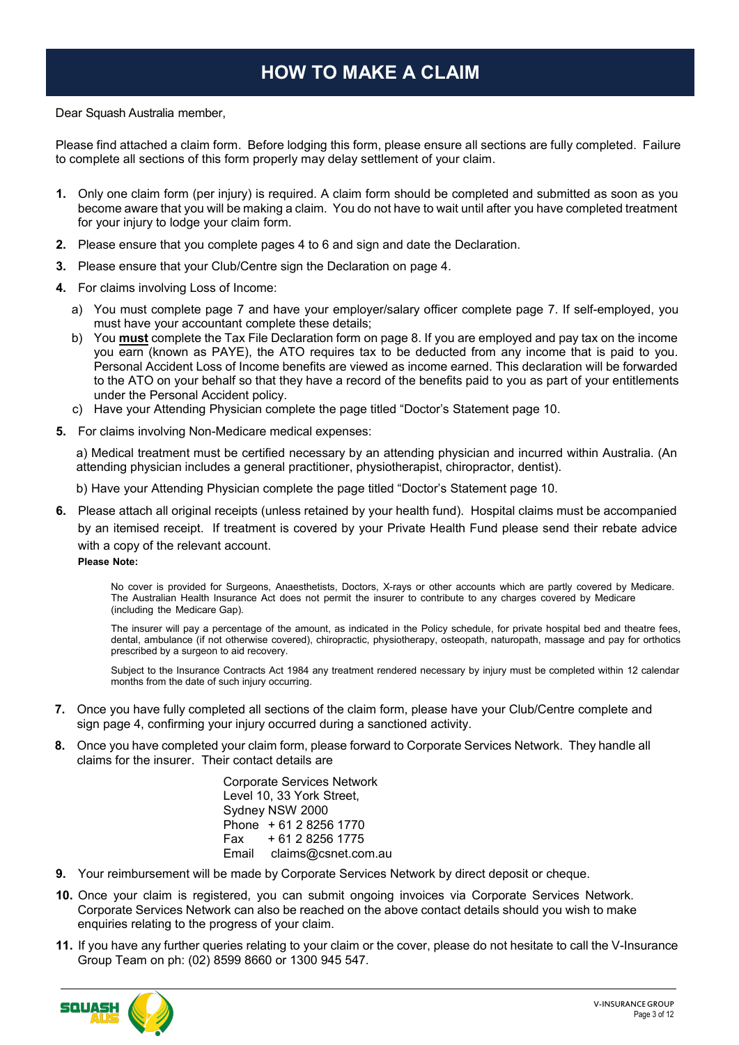# HOW TO MAKE A CLAIM

Dear Squash Australia member,

Please find attached a claim form. Before lodging this form, please ensure all sections are fully completed. Failure to complete all sections of this form properly may delay settlement of your claim.

1. Only one claim form (per injury) is required. A claim form should be completed and submitted as soon as you become aware that you will be making a claim. You do not have to wait until after you have completed treatment for your injury to lodge your claim form.
2. Please ensure that you complete pages 4 to 6 and sign and date the Declaration.
3. Please ensure that your Club/Centre sign the Declaration on page 4.
4. For claims involving Loss of Income:
   a) You must complete page 7 and have your employer/salary officer complete page 7. If self-employed, you must have your accountant complete these details;
   b) You **must** complete the Tax File Declaration form on page 8. If you are employed and pay tax on the income you earn (known as PAYE), the ATO requires tax to be deducted from any income that is paid to you. Personal Accident Loss of Income benefits are viewed as income earned. This declaration will be forwarded to the ATO on your behalf so that they have a record of the benefits paid to you as part of your entitlements under the Personal Accident policy.
   c) Have your Attending Physician complete the page titled "Doctor's Statement page 10.
5. For claims involving Non-Medicare medical expenses:

   a) Medical treatment must be certified necessary by an attending physician and incurred within Australia. (An attending physician includes a general practitioner, physiotherapist, chiropractor, dentist).

   b) Have your Attending Physician complete the page titled "Doctor's Statement page 10.
6. Please attach all original receipts (unless retained by your health fund). Hospital claims must be accompanied by an itemised receipt. If treatment is covered by your Private Health Fund please send their rebate advice with a copy of the relevant account.

   **Please Note:**

   No cover is provided for Surgeons, Anaesthetists, Doctors, X-rays or other accounts which are partly covered by Medicare. The Australian Health Insurance Act does not permit the insurer to contribute to any charges covered by Medicare (including the Medicare Gap).

   The insurer will pay a percentage of the amount, as indicated in the Policy schedule, for private hospital bed and theatre fees, dental, ambulance (if not otherwise covered), chiropractic, physiotherapy, osteopath, naturopath, massage and pay for orthotics prescribed by a surgeon to aid recovery.

   Subject to the Insurance Contracts Act 1984 any treatment rendered necessary by injury must be completed within 12 calendar months from the date of such injury occurring.
7. Once you have fully completed all sections of the claim form, please have your Club/Centre complete and sign page 4, confirming your injury occurred during a sanctioned activity.
8. Once you have completed your claim form, please forward to Corporate Services Network. They handle all claims for the insurer. Their contact details are

   Corporate Services Network
   Level 10, 33 York Street,
   Sydney NSW 2000
   Phone + 61 2 8256 1770
   Fax + 61 2 8256 1775
   Email claims@csnet.com.au
9. Your reimbursement will be made by Corporate Services Network by direct deposit or cheque.
10. Once your claim is registered, you can submit ongoing invoices via Corporate Services Network. Corporate Services Network can also be reached on the above contact details should you wish to make enquiries relating to the progress of your claim.
11. If you have any further queries relating to your claim or the cover, please do not hesitate to call the V-Insurance Group Team on ph: (02) 8599 8660 or 1300 945 547.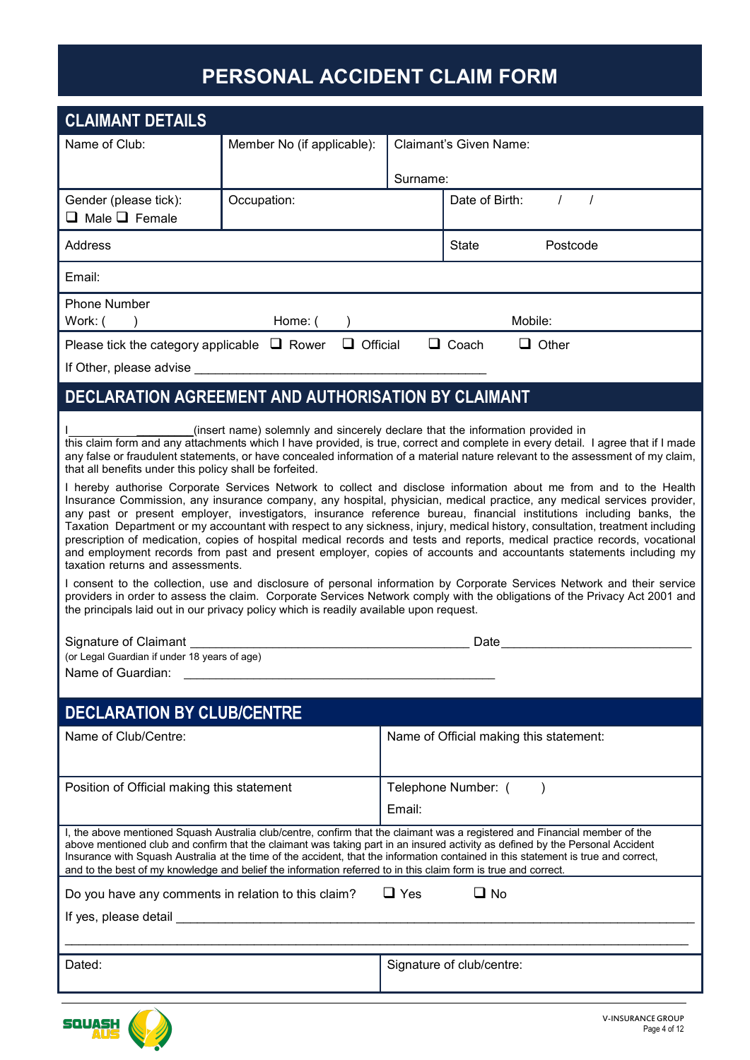# PERSONAL ACCIDENT CLAIM FORM

## CLAIMANT DETAILS

| Name of Club: | Member No (if applicable): | Claimant's Given Name: Surname: |
|---|---|---|
| Gender (please tick): ❑ Male ❑ Female | Occupation: | Date of Birth: / / |
| Address | | State Postcode |
| Email: | | |
| Phone Number Work: ( ) | Home: ( ) | Mobile: |

Please tick the category applicable ❑ Rower ❑ Official ❑ Coach ❑ Other

If Other, please advise ______________________________________________

## DECLARATION AGREEMENT AND AUTHORISATION BY CLAIMANT

I____________________(insert name) solemnly and sincerely declare that the information provided in this claim form and any attachments which I have provided, is true, correct and complete in every detail. I agree that if I made any false or fraudulent statements, or have concealed information of a material nature relevant to the assessment of my claim, that all benefits under this policy shall be forfeited.

I hereby authorise Corporate Services Network to collect and disclose information about me from and to the Health Insurance Commission, any insurance company, any hospital, physician, medical practice, any medical services provider, any past or present employer, investigators, insurance reference bureau, financial institutions including banks, the Taxation Department or my accountant with respect to any sickness, injury, medical history, consultation, treatment including prescription of medication, copies of hospital medical records and tests and reports, medical practice records, vocational and employment records from past and present employer, copies of accounts and accountants statements including my taxation returns and assessments.

I consent to the collection, use and disclosure of personal information by Corporate Services Network and their service providers in order to assess the claim. Corporate Services Network comply with the obligations of the Privacy Act 2001 and the principals laid out in our privacy policy which is readily available upon request.

Signature of Claimant _________________________________________ Date ____________________________

(or Legal Guardian if under 18 years of age)

Name of Guardian: ______________________________________________

## DECLARATION BY CLUB/CENTRE

| Name of Club/Centre: | Name of Official making this statement: |
|---|---|
| Position of Official making this statement | Telephone Number: ( ) Email: |

I, the above mentioned Squash Australia club/centre, confirm that the claimant was a registered and Financial member of the above mentioned club and confirm that the claimant was taking part in an insured activity as defined by the Personal Accident Insurance with Squash Australia at the time of the accident, that the information contained in this statement is true and correct, and to the best of my knowledge and belief the information referred to in this claim form is true and correct.

Do you have any comments in relation to this claim? ❑ Yes ❑ No

If yes, please detail ____________________________________________________________________________

_______________________________________________________________________________________________

| Dated: | Signature of club/centre: |
|---|---|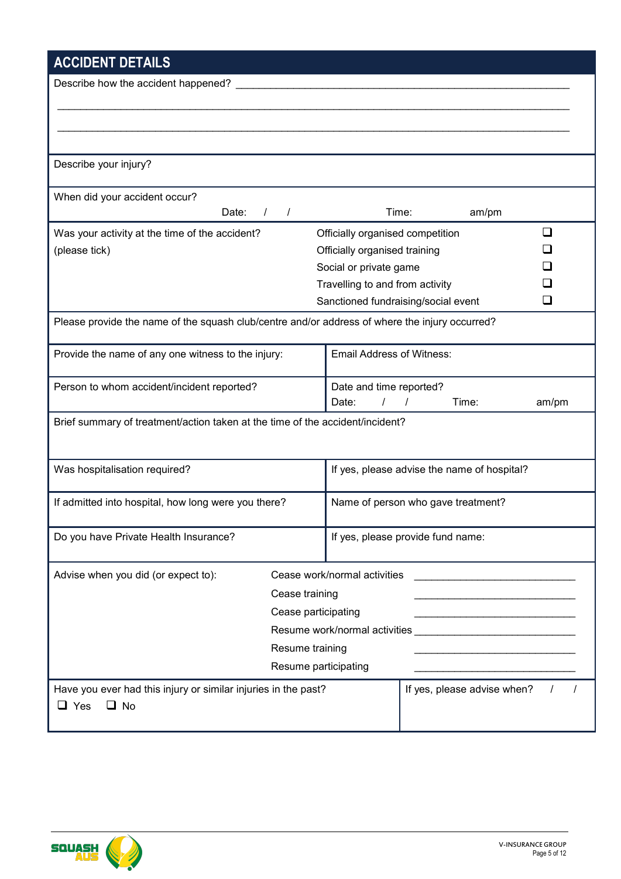## ACCIDENT DETAILS

Describe how the accident happened? ______________________________________________

______________________________________________________________________________

______________________________________________________________________________

Describe your injury?

When did your accident occur?

Date: / / Time: am/pm

| Was your activity at the time of the accident? (please tick) | |
|---|---|
| Officially organised competition | ❑ |
| Officially organised training | ❑ |
| Social or private game | ❑ |
| Travelling to and from activity | ❑ |
| Sanctioned fundraising/social event | ❑ |

Please provide the name of the squash club/centre and/or address of where the injury occurred?

| Provide the name of any one witness to the injury: | Email Address of Witness: |
|---|---|
| Person to whom accident/incident reported? | Date and time reported?<br>Date: / / Time: am/pm |

Brief summary of treatment/action taken at the time of the accident/incident?

| Was hospitalisation required? | If yes, please advise the name of hospital? |
|---|---|
| If admitted into hospital, how long were you there? | Name of person who gave treatment? |
| Do you have Private Health Insurance? | If yes, please provide fund name: |

Advise when you did (or expect to):

| | |
|---|---|
| Cease work/normal activities | ___________________________ |
| Cease training | ___________________________ |
| Cease participating | ___________________________ |
| Resume work/normal activities | ___________________________ |
| Resume training | ___________________________ |
| Resume participating | ___________________________ |

| Have you ever had this injury or similar injuries in the past?<br>❑ Yes ❑ No | If yes, please advise when? / / |
|---|---|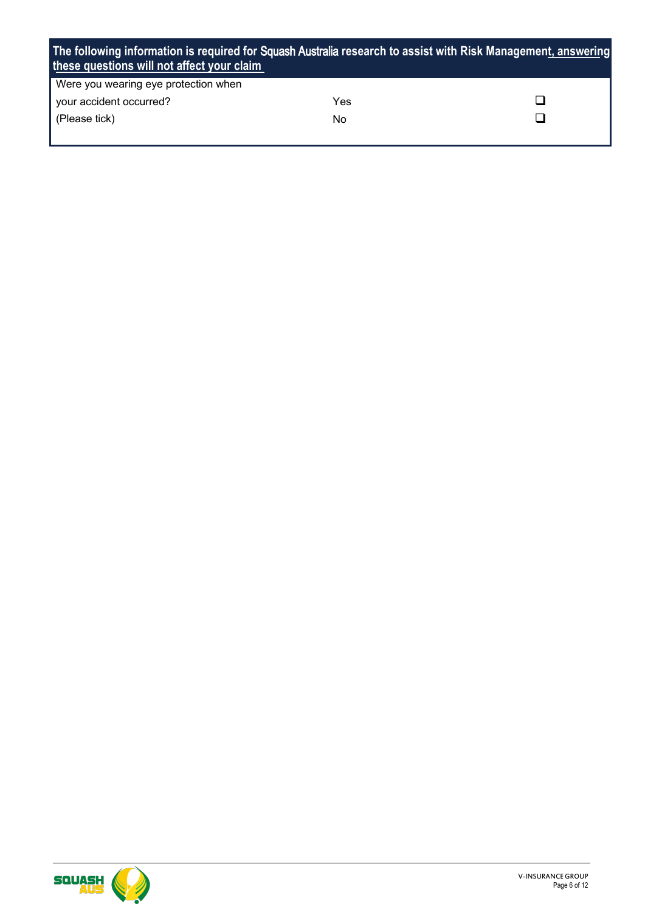**The following information is required for Squash Australia research to assist with Risk Management, answering these questions will not affect your claim**

| Were you wearing eye protection when your accident occurred? (Please tick) | | |
|---|---|---|
| | Yes | ☐ |
| | No | ☐ |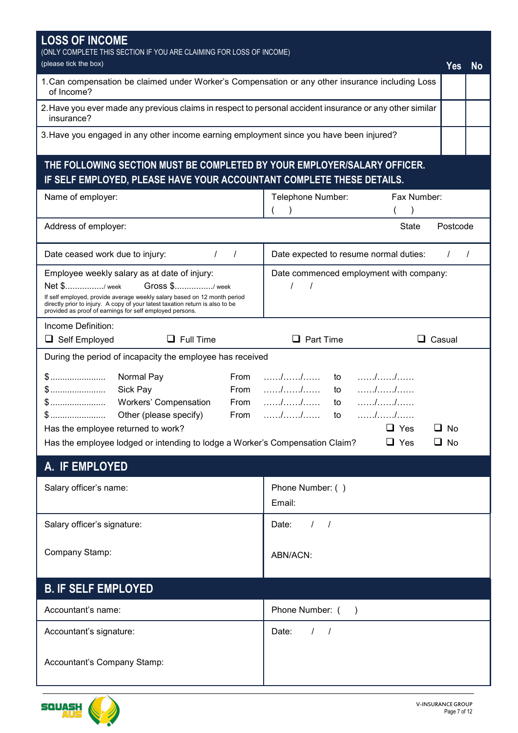## LOSS OF INCOME

(ONLY COMPLETE THIS SECTION IF YOU ARE CLAIMING FOR LOSS OF INCOME)

(please tick the box)

| | Yes | No |
|---|---|---|
| 1. Can compensation be claimed under Worker's Compensation or any other insurance including Loss of Income? | | |
| 2. Have you ever made any previous claims in respect to personal accident insurance or any other similar insurance? | | |
| 3. Have you engaged in any other income earning employment since you have been injured? | | |

## THE FOLLOWING SECTION MUST BE COMPLETED BY YOUR EMPLOYER/SALARY OFFICER. IF SELF EMPLOYED, PLEASE HAVE YOUR ACCOUNTANT COMPLETE THESE DETAILS.

| | |
|---|---|
| Name of employer: | Telephone Number: ( ) Fax Number: ( ) |
| Address of employer: | State Postcode |
| Date ceased work due to injury: / / | Date expected to resume normal duties: / / |
| Employee weekly salary as at date of injury:<br>Net $................/ week Gross $................/ week<br>If self employed, provide average weekly salary based on 12 month period directly prior to injury. A copy of your latest taxation return is also to be provided as proof of earnings for self employed persons. | Date commenced employment with company:<br>/ / |

Income Definition:

❑ Self Employed ❑ Full Time ❑ Part Time ❑ Casual

During the period of incapacity the employee has received

| | | | | | |
|---|---|---|---|---|---|
| $...................... | Normal Pay | From | ....../....../...... | to | ....../....../...... |
| $...................... | Sick Pay | From | ....../....../...... | to | ....../....../...... |
| $...................... | Workers' Compensation | From | ....../....../...... | to | ....../....../...... |
| $...................... | Other (please specify) | From | ....../....../...... | to | ....../....../...... |

Has the employee returned to work? ❑ Yes ❑ No

Has the employee lodged or intending to lodge a Worker's Compensation Claim? ❑ Yes ❑ No

## A. IF EMPLOYED

| | |
|---|---|
| Salary officer's name: | Phone Number: ( )<br>Email: |
| Salary officer's signature:<br><br>Company Stamp: | Date: / /<br><br>ABN/ACN: |

## B. IF SELF EMPLOYED

| | |
|---|---|
| Accountant's name: | Phone Number: ( ) |
| Accountant's signature:<br><br>Accountant's Company Stamp: | Date: / / |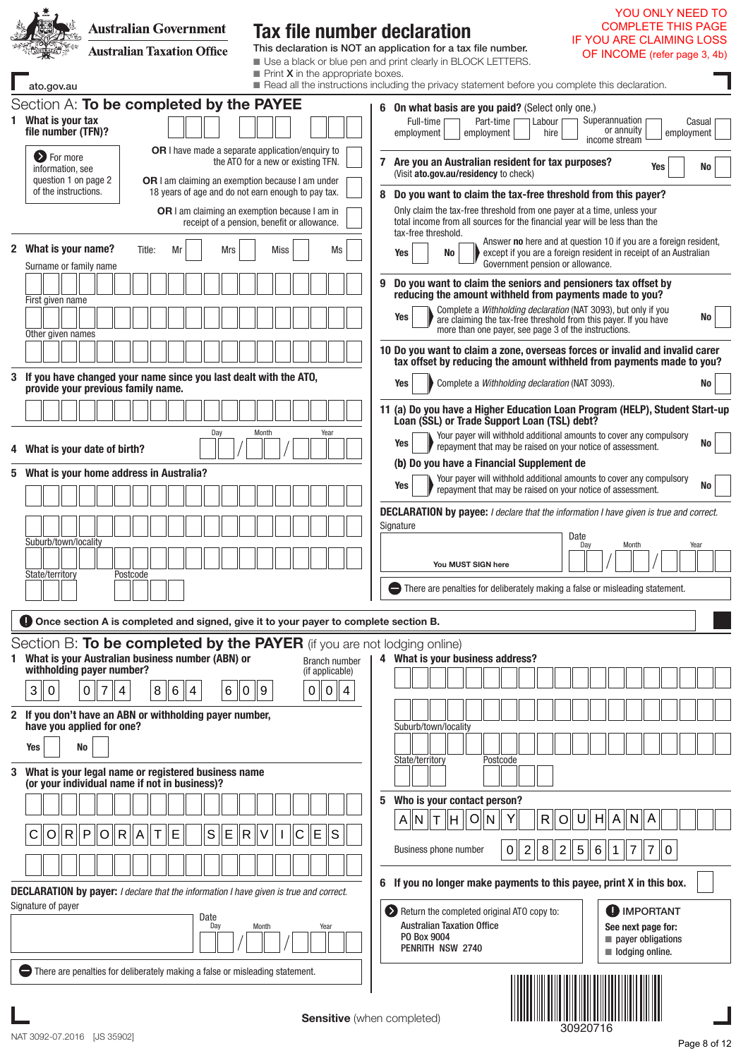Australian Government

Australian Taxation Office

ato.gov.au

# Tax file number declaration

This declaration is NOT an application for a tax file number.

- Use a black or blue pen and print clearly in BLOCK LETTERS.
- Print **X** in the appropriate boxes.
- Read all the instructions including the privacy statement before you complete this declaration.

YOU ONLY NEED TO COMPLETE THIS PAGE IF YOU ARE CLAIMING LOSS OF INCOME (refer page 3, 4b)

## Section A: To be completed by the PAYEE

**1 What is your tax file number (TFN)?**

For more information, see question 1 on page 2 of the instructions.

**OR** I have made a separate application/enquiry to the ATO for a new or existing TFN.

**OR** I am claiming an exemption because I am under 18 years of age and do not earn enough to pay tax.

**OR** I am claiming an exemption because I am in receipt of a pension, benefit or allowance.

**2 What is your name?** Title: Mr Mrs Miss Ms

Surname or family name

First given name

Other given names

**3 If you have changed your name since you last dealt with the ATO, provide your previous family name.**

**4 What is your date of birth?** Day / Month / Year

**5 What is your home address in Australia?**

Suburb/town/locality

State/territory Postcode

**6 On what basis are you paid?** (Select only one.)

Full-time employment | Part-time employment | Labour hire | Superannuation or annuity income stream | Casual employment

**7 Are you an Australian resident for tax purposes?** Yes No

(Visit **ato.gov.au/residency** to check)

**8 Do you want to claim the tax-free threshold from this payer?**

Only claim the tax-free threshold from one payer at a time, unless your total income from all sources for the financial year will be less than the tax-free threshold.

Yes No — Answer **no** here and at question 10 if you are a foreign resident, except if you are a foreign resident in receipt of an Australian Government pension or allowance.

**9 Do you want to claim the seniors and pensioners tax offset by reducing the amount withheld from payments made to you?**

Yes — Complete a *Withholding declaration* (NAT 3093), but only if you are claiming the tax-free threshold from this payer. If you have more than one payer, see page 3 of the instructions. No

**10 Do you want to claim a zone, overseas forces or invalid and invalid carer tax offset by reducing the amount withheld from payments made to you?**

Yes — Complete a *Withholding declaration* (NAT 3093). No

**11 (a) Do you have a Higher Education Loan Program (HELP), Student Start-up Loan (SSL) or Trade Support Loan (TSL) debt?**

Yes — Your payer will withhold additional amounts to cover any compulsory repayment that may be raised on your notice of assessment. No

**(b) Do you have a Financial Supplement de**

Yes — Your payer will withhold additional amounts to cover any compulsory repayment that may be raised on your notice of assessment. No

**DECLARATION by payee:** *I declare that the information I have given is true and correct.*

Signature

You MUST SIGN here

Date Day / Month / Year

There are penalties for deliberately making a false or misleading statement.

**Once section A is completed and signed, give it to your payer to complete section B.**

## Section B: To be completed by the PAYER (if you are not lodging online)

**1 What is your Australian business number (ABN) or withholding payer number?**

30 074 864 609

Branch number (if applicable): 004

**2 If you don't have an ABN or withholding payer number, have you applied for one?** Yes No

**3 What is your legal name or registered business name (or your individual name if not in business)?**

CORPORATE SERVICES

**DECLARATION by payer:** *I declare that the information I have given is true and correct.*

Signature of payer

Date Day / Month / Year

There are penalties for deliberately making a false or misleading statement.

**4 What is your business address?**

Suburb/town/locality

State/territory Postcode

**5 Who is your contact person?**

ANTHONY ROUHANA

Business phone number 0282561770

**6 If you no longer make payments to this payee, print X in this box.**

Return the completed original ATO copy to:
Australian Taxation Office
PO Box 9004
PENRITH NSW 2740

IMPORTANT
See next page for:
- payer obligations
- lodging online.

30920716

**Sensitive** (when completed)

NAT 3092-07.2016 [JS 35902]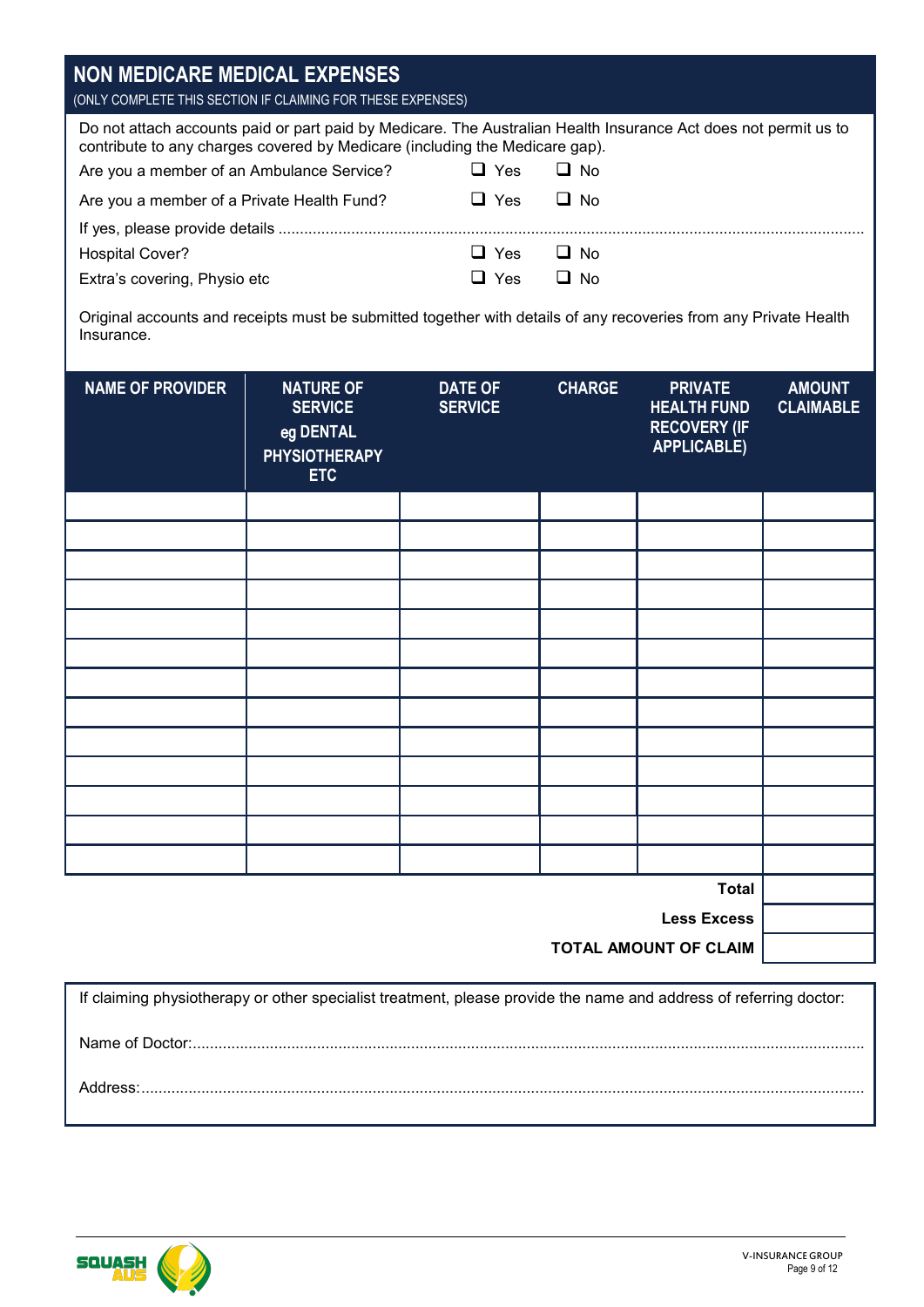## NON MEDICARE MEDICAL EXPENSES

(ONLY COMPLETE THIS SECTION IF CLAIMING FOR THESE EXPENSES)

Do not attach accounts paid or part paid by Medicare. The Australian Health Insurance Act does not permit us to contribute to any charges covered by Medicare (including the Medicare gap).

Are you a member of an Ambulance Service? ☐ Yes ☐ No

Are you a member of a Private Health Fund? ☐ Yes ☐ No

If yes, please provide details .......................................................................................................................................

Hospital Cover? ☐ Yes ☐ No

Extra's covering, Physio etc ☐ Yes ☐ No

Original accounts and receipts must be submitted together with details of any recoveries from any Private Health Insurance.

| NAME OF PROVIDER | NATURE OF SERVICE eg DENTAL PHYSIOTHERAPY ETC | DATE OF SERVICE | CHARGE | PRIVATE HEALTH FUND RECOVERY (IF APPLICABLE) | AMOUNT CLAIMABLE |
|---|---|---|---|---|---|
| | | | | | |
| | | | | | |
| | | | | | |
| | | | | | |
| | | | | | |
| | | | | | |
| | | | | | |
| | | | | | |
| | | | | | |
| | | | | | |
| | | | | | |
| | | | | | |
| | | | | | |
| | | | | **Total** | |
| | | | | **Less Excess** | |
| | | | | **TOTAL AMOUNT OF CLAIM** | |

If claiming physiotherapy or other specialist treatment, please provide the name and address of referring doctor:

Name of Doctor:.......................................................................................................................................

Address:.......................................................................................................................................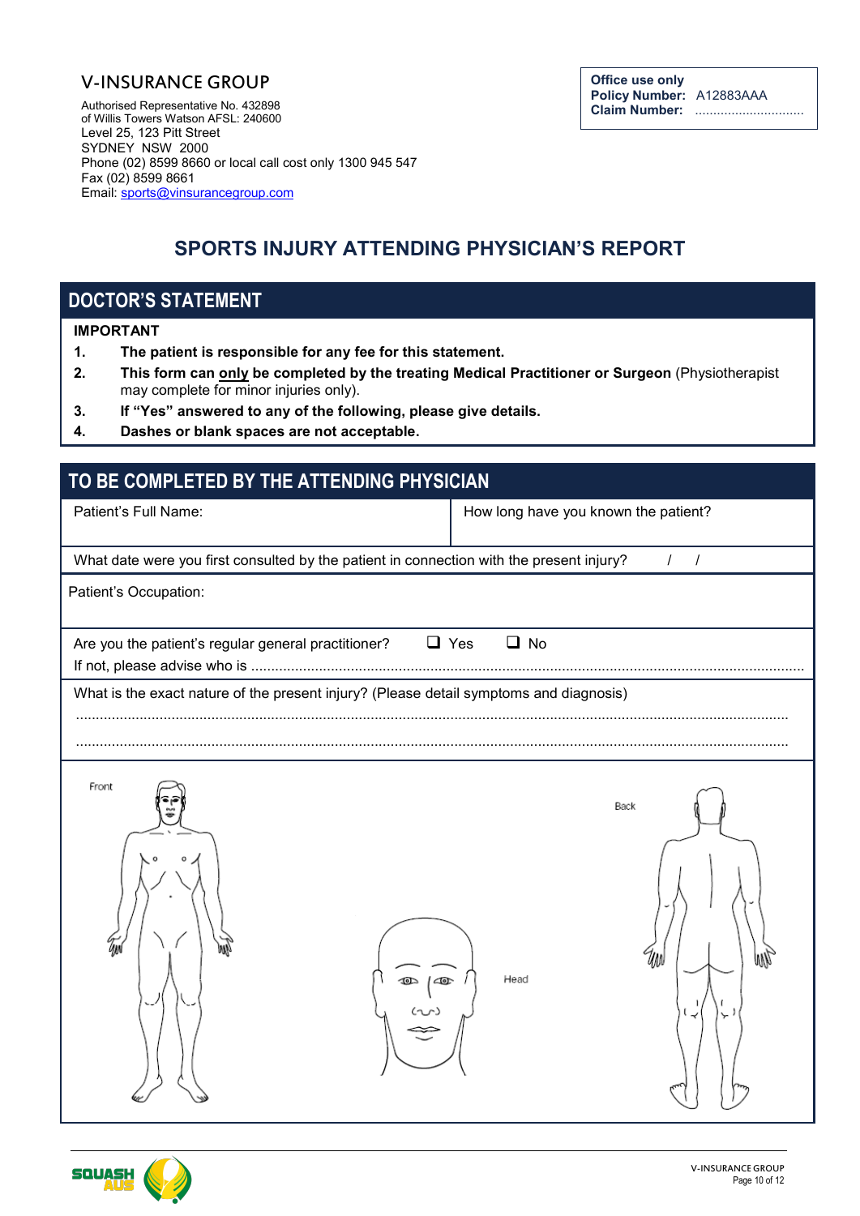V-INSURANCE GROUP

Authorised Representative No. 432898
of Willis Towers Watson AFSL: 240600
Level 25, 123 Pitt Street
SYDNEY NSW 2000
Phone (02) 8599 8660 or local call cost only 1300 945 547
Fax (02) 8599 8661
Email: sports@vinsurancegroup.com

| Office use only | |
|---|---|
| **Policy Number:** | A12883AAA |
| **Claim Number:** | .............................. |

# SPORTS INJURY ATTENDING PHYSICIAN'S REPORT

## DOCTOR'S STATEMENT

**IMPORTANT**

1. **The patient is responsible for any fee for this statement.**
2. **This form can only be completed by the treating Medical Practitioner or Surgeon** (Physiotherapist may complete for minor injuries only).
3. **If "Yes" answered to any of the following, please give details.**
4. **Dashes or blank spaces are not acceptable.**

## TO BE COMPLETED BY THE ATTENDING PHYSICIAN

| Patient's Full Name: | How long have you known the patient? |
|---|---|

What date were you first consulted by the patient in connection with the present injury? / /

Patient's Occupation:

Are you the patient's regular general practitioner? ☐ Yes ☐ No
If not, please advise who is ..........................................................................................................................................

What is the exact nature of the present injury? (Please detail symptoms and diagnosis)
..............................................................................................................................................................................
..............................................................................................................................................................................

Front

Head

Back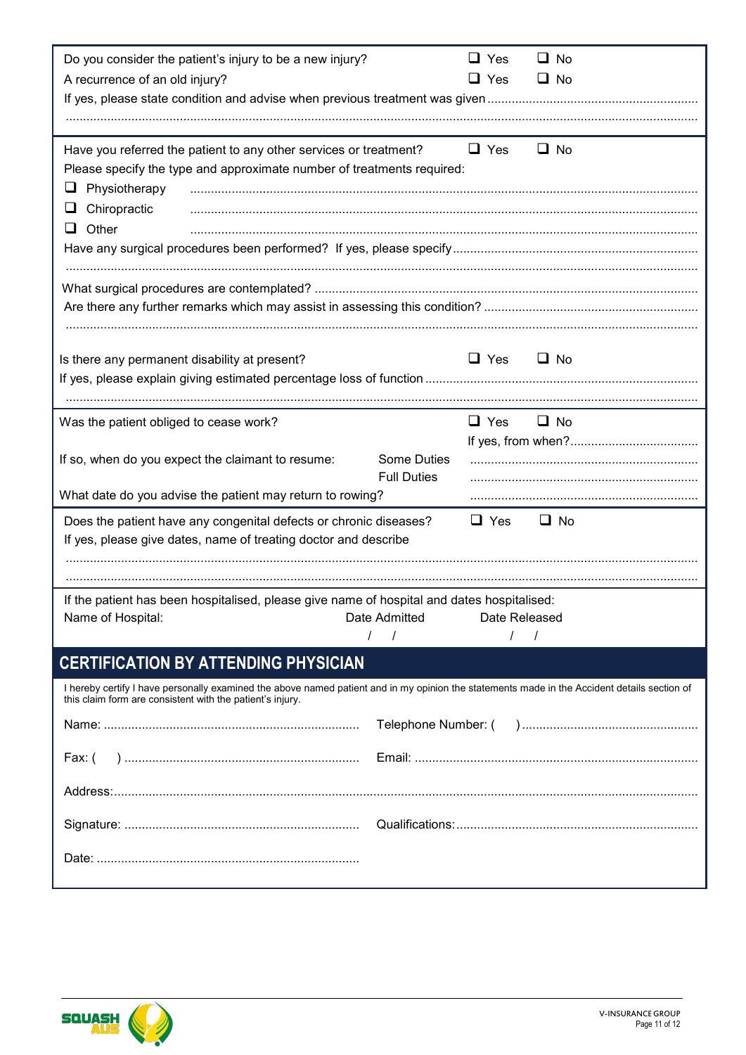Do you consider the patient's injury to be a new injury? ☐ Yes ☐ No

A recurrence of an old injury? ☐ Yes ☐ No

If yes, please state condition and advise when previous treatment was given ............................................................

...........................................................................................................................................................................

Have you referred the patient to any other services or treatment? ☐ Yes ☐ No

Please specify the type and approximate number of treatments required:

- ☐ Physiotherapy ..........................................................................................................................................
- ☐ Chiropractic ..........................................................................................................................................
- ☐ Other ..........................................................................................................................................

Have any surgical procedures been performed? If yes, please specify ......................................................................

...........................................................................................................................................................................

What surgical procedures are contemplated? .............................................................................................................

Are there any further remarks which may assist in assessing this condition? .............................................................

...........................................................................................................................................................................

Is there any permanent disability at present? ☐ Yes ☐ No

If yes, please explain giving estimated percentage loss of function ..............................................................................

...........................................................................................................................................................................

Was the patient obliged to cease work? ☐ Yes ☐ No

If yes, from when?.....................................

If so, when do you expect the claimant to resume: Some Duties .................................................................

Full Duties .................................................................

What date do you advise the patient may return to rowing? .................................................................

Does the patient have any congenital defects or chronic diseases? ☐ Yes ☐ No

If yes, please give dates, name of treating doctor and describe

...........................................................................................................................................................................

...........................................................................................................................................................................

If the patient has been hospitalised, please give name of hospital and dates hospitalised:

| Name of Hospital: | Date Admitted | Date Released |
|---|---|---|
| | / / | / / |

## CERTIFICATION BY ATTENDING PHYSICIAN

I hereby certify I have personally examined the above named patient and in my opinion the statements made in the Accident details section of this claim form are consistent with the patient's injury.

Name: ......................................................................... Telephone Number: ( ) ..................................................

Fax: ( ) ................................................................... Email: .................................................................................

Address:......................................................................................................................................................................

Signature: ................................................................... Qualifications:.....................................................................

Date: ...........................................................................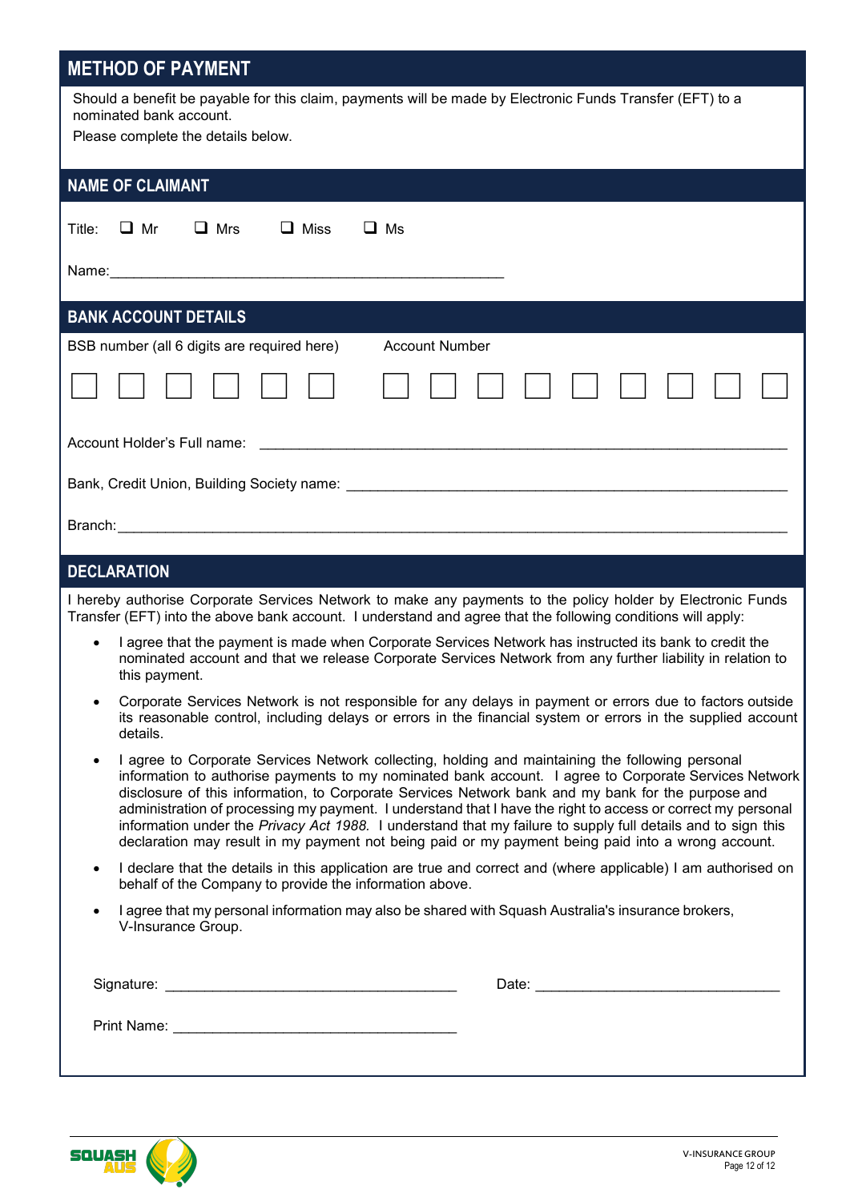## METHOD OF PAYMENT

Should a benefit be payable for this claim, payments will be made by Electronic Funds Transfer (EFT) to a nominated bank account.

Please complete the details below.

## NAME OF CLAIMANT

Title: ❑ Mr ❑ Mrs ❑ Miss ❑ Ms

Name:_______________________________________________

## BANK ACCOUNT DETAILS

BSB number (all 6 digits are required here) Account Number

☐ ☐ ☐ ☐ ☐ ☐ ☐ ☐ ☐ ☐ ☐ ☐ ☐ ☐ ☐

Account Holder's Full name: _______________________________________________

Bank, Credit Union, Building Society name: _______________________________________________

Branch:_______________________________________________

## DECLARATION

I hereby authorise Corporate Services Network to make any payments to the policy holder by Electronic Funds Transfer (EFT) into the above bank account. I understand and agree that the following conditions will apply:

- I agree that the payment is made when Corporate Services Network has instructed its bank to credit the nominated account and that we release Corporate Services Network from any further liability in relation to this payment.
- Corporate Services Network is not responsible for any delays in payment or errors due to factors outside its reasonable control, including delays or errors in the financial system or errors in the supplied account details.
- I agree to Corporate Services Network collecting, holding and maintaining the following personal information to authorise payments to my nominated bank account. I agree to Corporate Services Network disclosure of this information, to Corporate Services Network bank and my bank for the purpose and administration of processing my payment. I understand that I have the right to access or correct my personal information under the *Privacy Act 1988.* I understand that my failure to supply full details and to sign this declaration may result in my payment not being paid or my payment being paid into a wrong account.
- I declare that the details in this application are true and correct and (where applicable) I am authorised on behalf of the Company to provide the information above.
- I agree that my personal information may also be shared with Squash Australia's insurance brokers, V-Insurance Group.

Signature: ___________________________________ Date: ______________________________

Print Name: ___________________________________